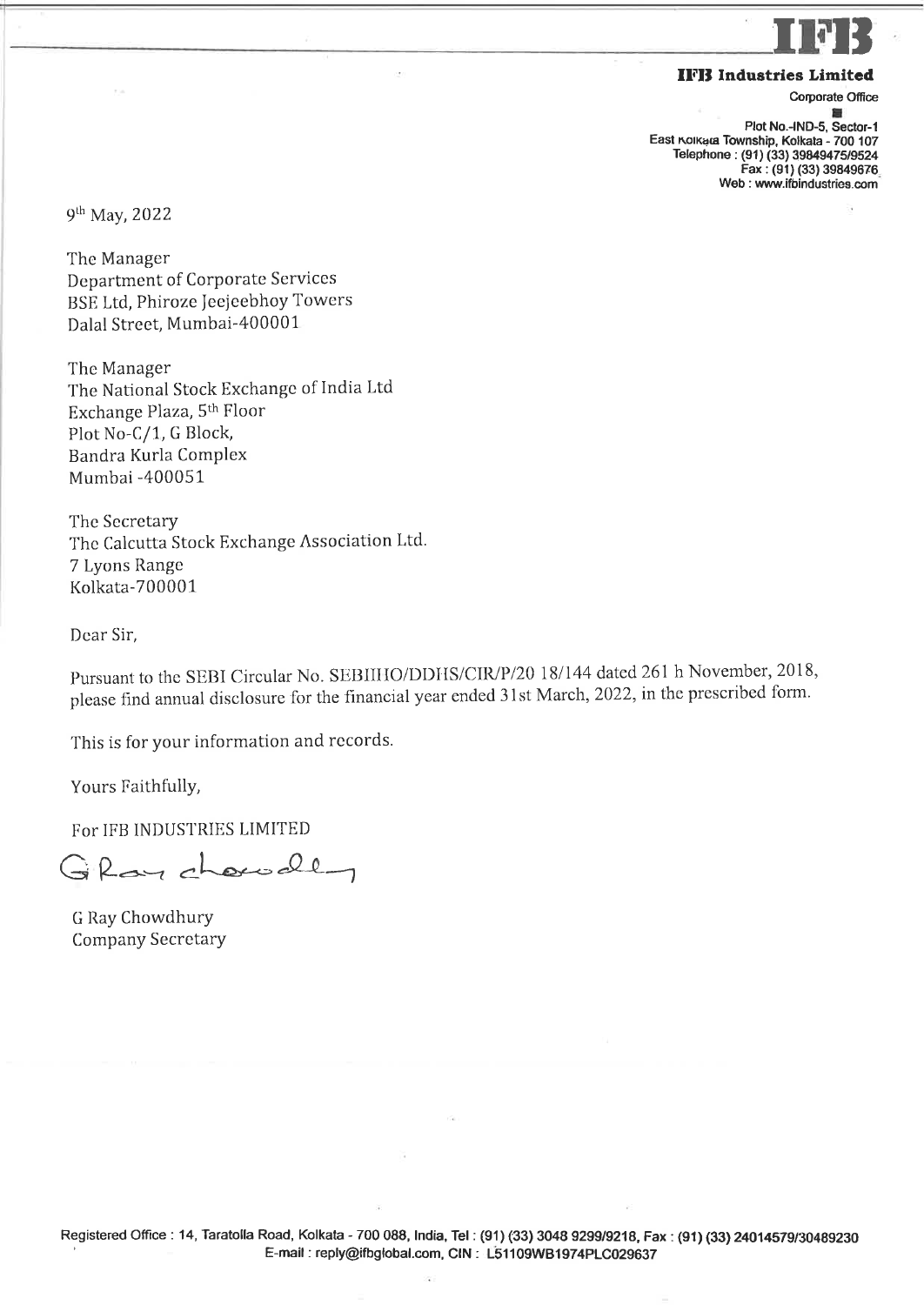**IFB**

**IFB Industries Limited**

Corporate Office

Plot No.-IND-5, Sector-1
East Kolkata Township, Kolkata - 700 107
Telephone : (91) (33) 39849475/9524
Fax : (91) (33) 39849676
Web : www.ifbindustries.com

9th May, 2022

The Manager
Department of Corporate Services
BSE Ltd, Phiroze Jeejeebhoy Towers
Dalal Street, Mumbai-400001

The Manager
The National Stock Exchange of India Ltd
Exchange Plaza, 5th Floor
Plot No-C/1, G Block,
Bandra Kurla Complex
Mumbai -400051

The Secretary
The Calcutta Stock Exchange Association Ltd.
7 Lyons Range
Kolkata-700001

Dear Sir,

Pursuant to the SEBI Circular No. SEBIHO/DDHS/CIR/P/20 18/144 dated 261 h November, 2018, please find annual disclosure for the financial year ended 31st March, 2022, in the prescribed form.

This is for your information and records.

Yours Faithfully,

For IFB INDUSTRIES LIMITED

G Ray Chowdhury
Company Secretary

Registered Office : 14, Taratolla Road, Kolkata - 700 088, India, Tel : (91) (33) 3048 9299/9218, Fax : (91) (33) 24014579/30489230
E-mail : reply@ifbglobal.com, CIN : L51109WB1974PLC029637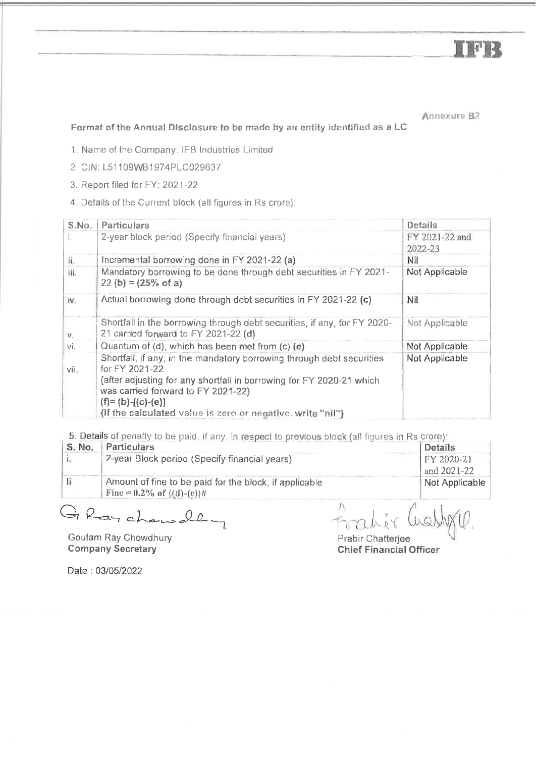IFB

Annexure B2

**Format of the Annual Disclosure to be made by an entity identified as a LC**

1. Name of the Company: IFB Industries Limited
2. CIN: L51109WB1974PLC029637
3. Report filed for FY: 2021-22
4. Details of the Current block (all figures in Rs crore):

| S.No. | Particulars | Details |
|---|---|---|
| i. | 2-year block period (Specify financial years) | FY 2021-22 and 2022-23 |
| ii. | Incremental borrowing done in FY 2021-22 **(a)** | Nil |
| iii. | Mandatory borrowing to be done through debt securities in FY 2021-22 **(b) = (25% of a)** | Not Applicable |
| iv. | Actual borrowing done through debt securities in FY 2021-22 **(c)** | Nil |
| v. | Shortfall in the borrowing through debt securities, if any, for FY 2020-21 carried forward to FY 2021-22 **(d)** | Not Applicable |
| vi. | Quantum of (d), which has been met from (c) **(e)** | Not Applicable |
| vii. | Shortfall, if any, in the mandatory borrowing through debt securities for FY 2021-22 {after adjusting for any shortfall in borrowing for FY 2020-21 which was carried forward to FY 2021-22} **(f)= (b)-[(c)-(e)]** **{If the calculated value is zero or negative, write "nil"}** | Not Applicable |

5. Details of penalty to be paid, if any, in respect to previous block (all figures in Rs crore):

| S. No. | Particulars | Details |
|---|---|---|
| i. | 2-year Block period (Specify financial years) | FY 2020-21 and 2021-22 |
| ii | Amount of fine to be paid for the block, if applicable **Fine = 0.2% of {(d)-(e)}#** | Not Applicable |

Goutam Ray Chowdhury
**Company Secretary**

Prabir Chatterjee
**Chief Financial Officer**

Date : 03/05/2022